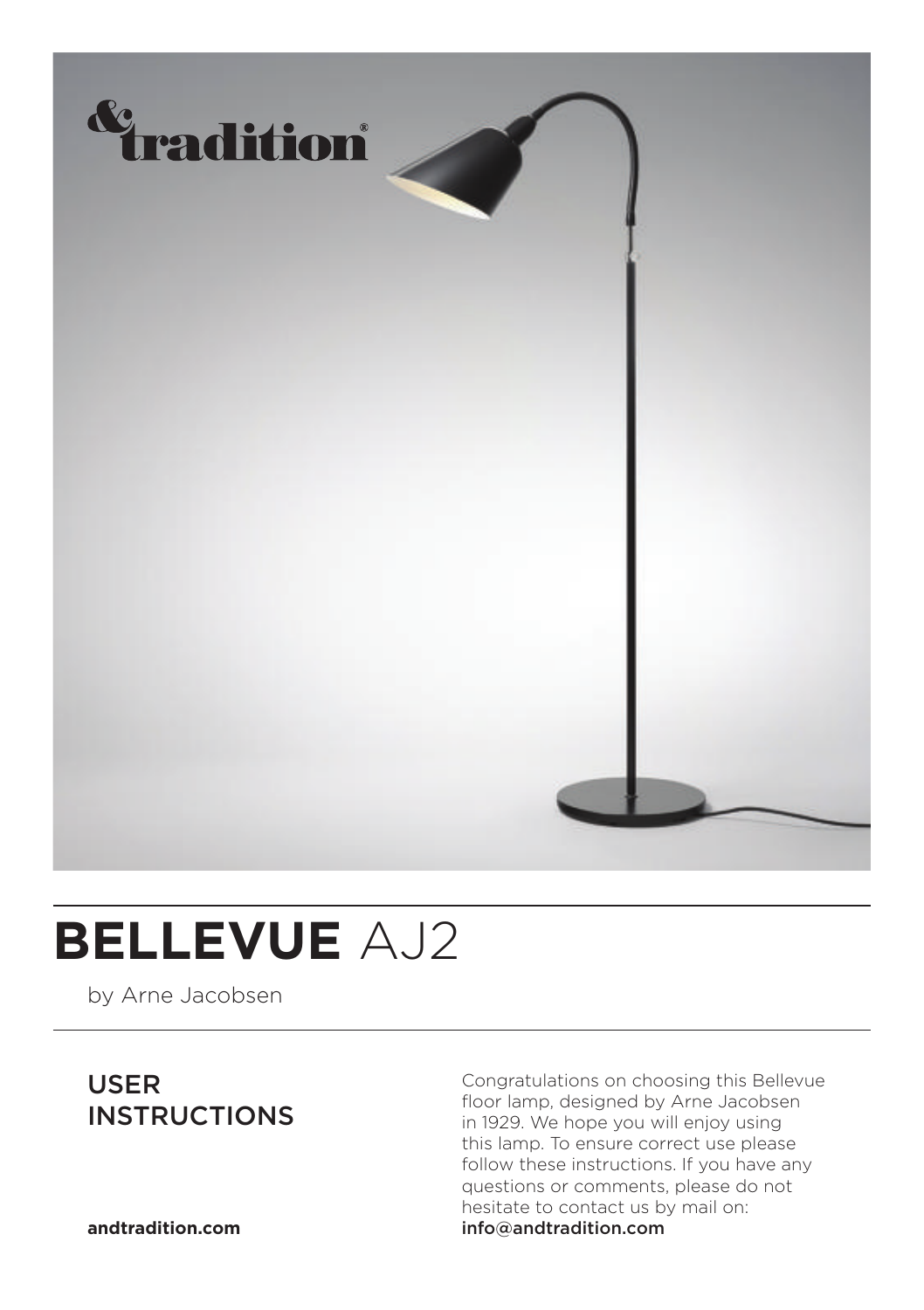&tradition®

# BELLEVUE AJ2

by Arne Jacobsen

## USER INSTRUCTIONS

Congratulations on choosing this Bellevue floor lamp, designed by Arne Jacobsen in 1929. We hope you will enjoy using this lamp. To ensure correct use please follow these instructions. If you have any questions or comments, please do not hesitate to contact us by mail on: **info@andtradition.com**

**andtradition.com**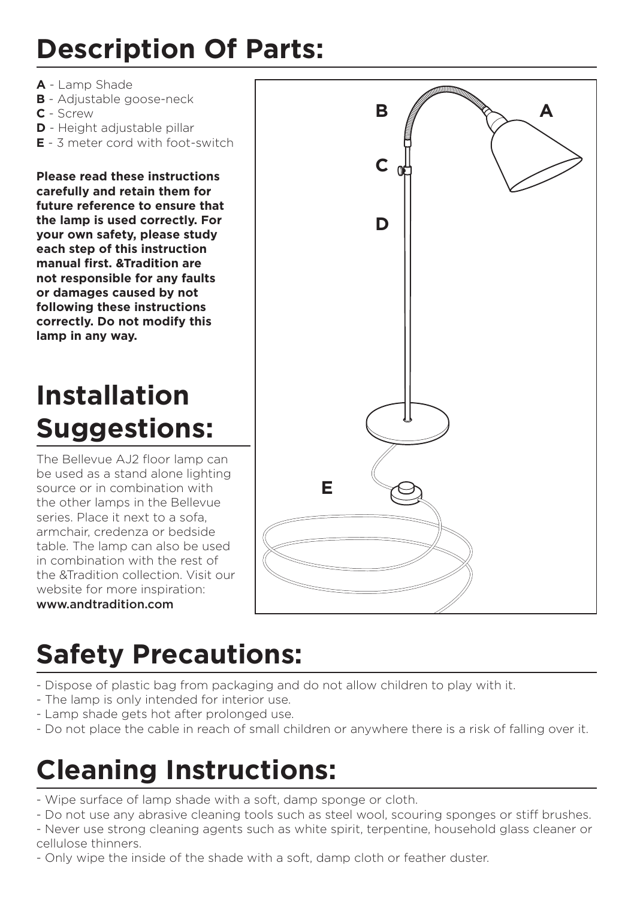# Description Of Parts:

**A** - Lamp Shade
**B** - Adjustable goose-neck
**C** - Screw
**D** - Height adjustable pillar
**E** - 3 meter cord with foot-switch

**Please read these instructions carefully and retain them for future reference to ensure that the lamp is used correctly. For your own safety, please study each step of this instruction manual first. &Tradition are not responsible for any faults or damages caused by not following these instructions correctly. Do not modify this lamp in any way.**

# Installation Suggestions:

The Bellevue AJ2 floor lamp can be used as a stand alone lighting source or in combination with the other lamps in the Bellevue series. Place it next to a sofa, armchair, credenza or bedside table. The lamp can also be used in combination with the rest of the &Tradition collection. Visit our website for more inspiration:
**www.andtradition.com**

# Safety Precautions:

- Dispose of plastic bag from packaging and do not allow children to play with it.
- The lamp is only intended for interior use.
- Lamp shade gets hot after prolonged use.
- Do not place the cable in reach of small children or anywhere there is a risk of falling over it.

# Cleaning Instructions:

- Wipe surface of lamp shade with a soft, damp sponge or cloth.
- Do not use any abrasive cleaning tools such as steel wool, scouring sponges or stiff brushes.
- Never use strong cleaning agents such as white spirit, terpentine, household glass cleaner or cellulose thinners.
- Only wipe the inside of the shade with a soft, damp cloth or feather duster.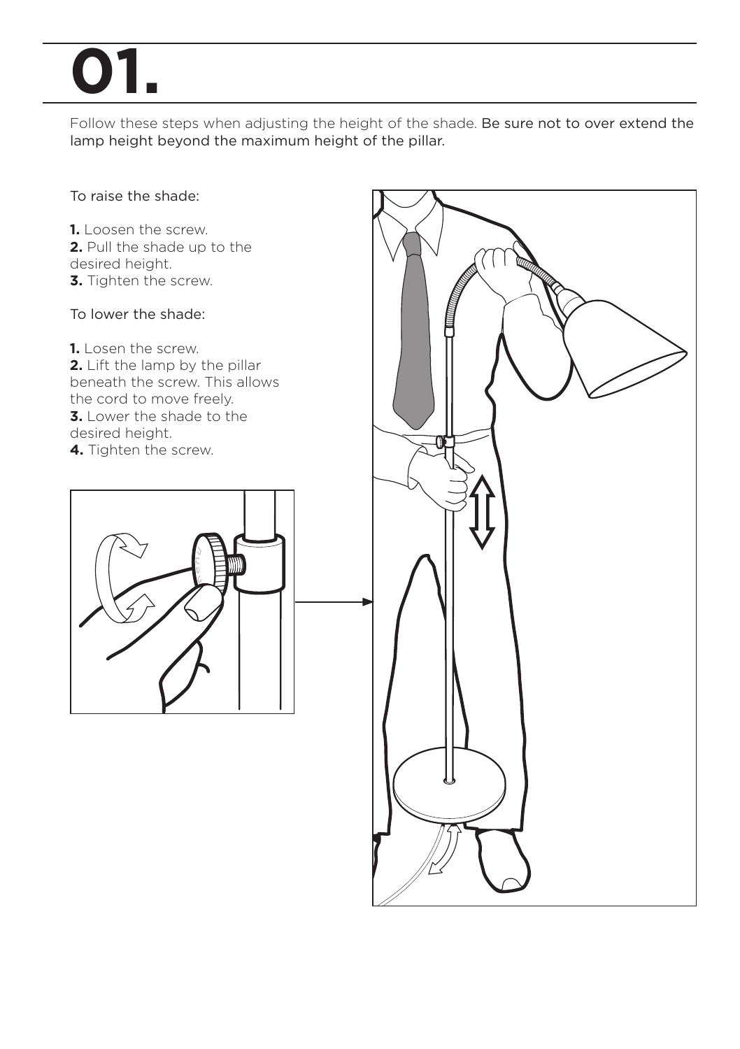# 01.

Follow these steps when adjusting the height of the shade. Be sure not to over extend the lamp height beyond the maximum height of the pillar.

To raise the shade:

**1.** Loosen the screw.
**2.** Pull the shade up to the desired height.
**3.** Tighten the screw.

To lower the shade:

**1.** Losen the screw.
**2.** Lift the lamp by the pillar beneath the screw. This allows the cord to move freely.
**3.** Lower the shade to the desired height.
**4.** Tighten the screw.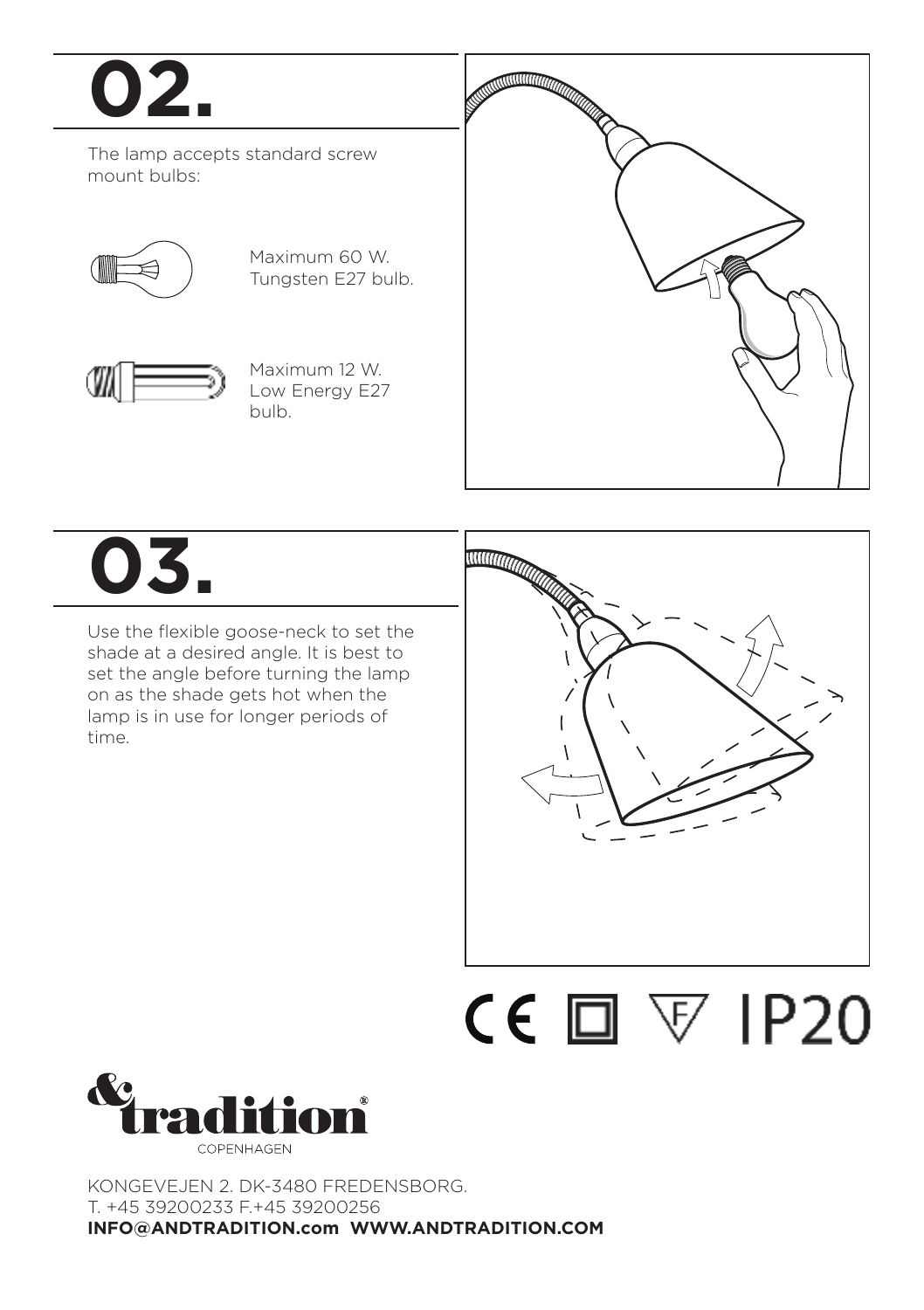# 02.

The lamp accepts standard screw mount bulbs:

Maximum 60 W. Tungsten E27 bulb.

Maximum 12 W. Low Energy E27 bulb.

# 03.

Use the flexible goose-neck to set the shade at a desired angle. It is best to set the angle before turning the lamp on as the shade gets hot when the lamp is in use for longer periods of time.

CE IP20

&tradition®
COPENHAGEN

KONGEVEJEN 2. DK-3480 FREDENSBORG.
T. +45 39200233 F.+45 39200256
**INFO@ANDTRADITION.com WWW.ANDTRADITION.COM**